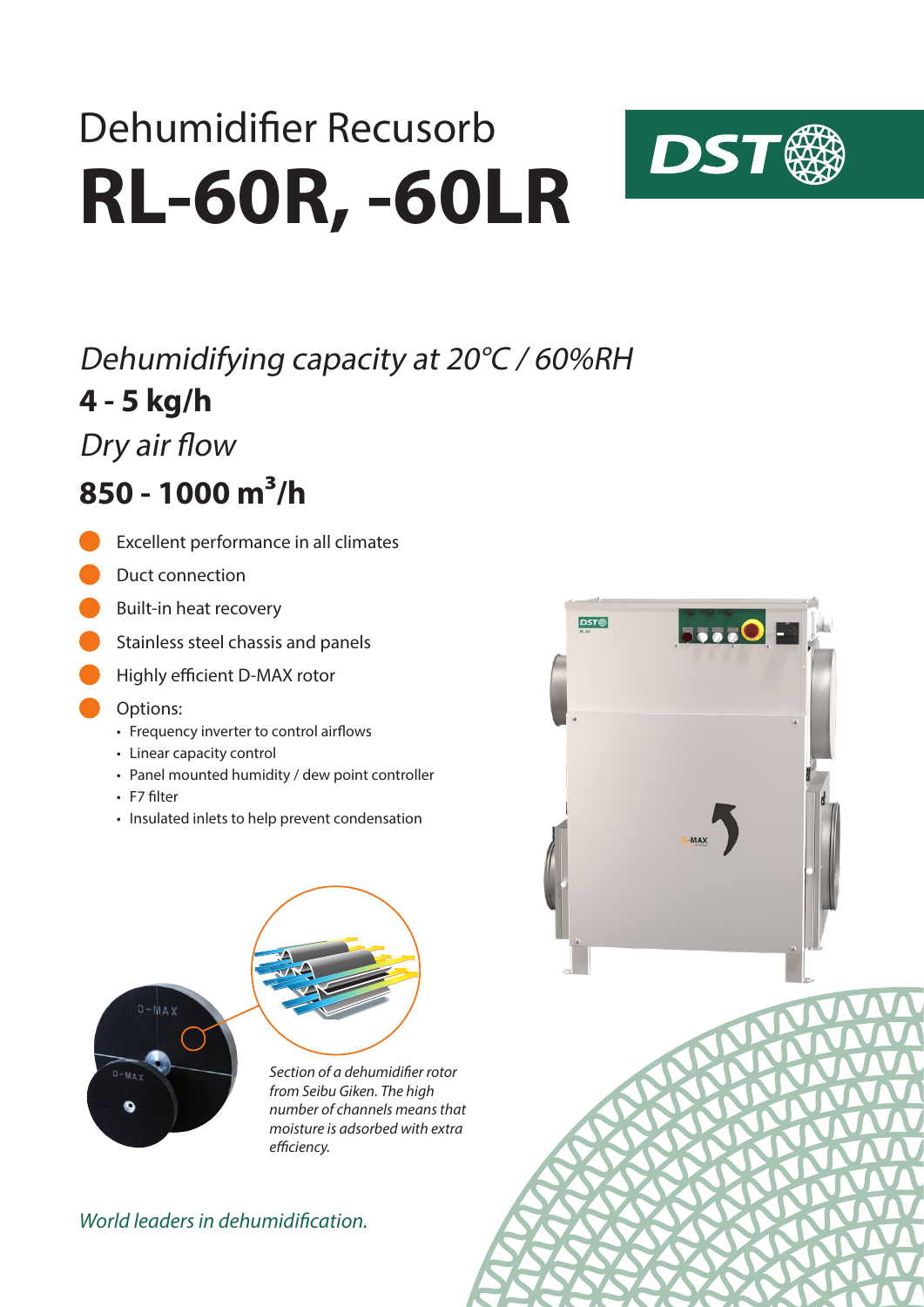# Dehumidifier Recusorb

# RL-60R, -60LR

DST

*Dehumidifying capacity at 20°C / 60%RH*

**4 - 5 kg/h**

*Dry air flow*

**850 - 1000 m³/h**

- Excellent performance in all climates
- Duct connection
- Built-in heat recovery
- Stainless steel chassis and panels
- Highly efficient D-MAX rotor
- Options:
  - Frequency inverter to control airflows
  - Linear capacity control
  - Panel mounted humidity / dew point controller
  - F7 filter
  - Insulated inlets to help prevent condensation

*Section of a dehumidifier rotor from Seibu Giken. The high number of channels means that moisture is adsorbed with extra efficiency.*

*World leaders in dehumidification.*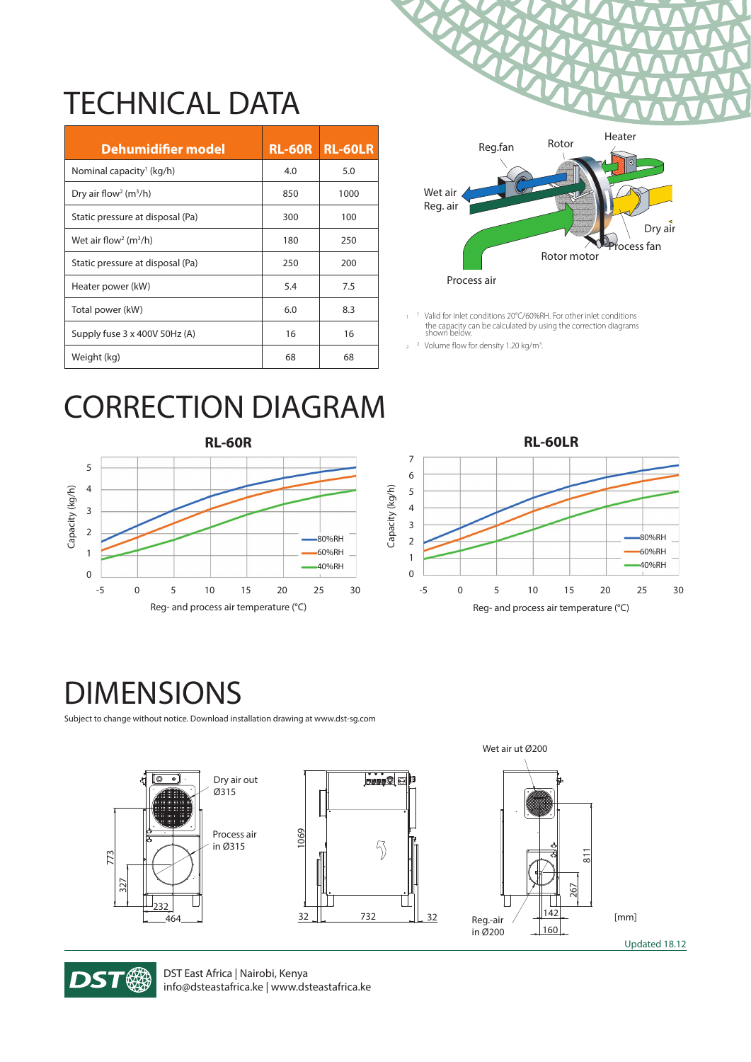# TECHNICAL DATA

| Dehumidifier model | RL-60R | RL-60LR |
|---|---|---|
| Nominal capacity[1] (kg/h) | 4.0 | 5.0 |
| Dry air flow[2] ($m^3$/h) | 850 | 1000 |
| Static pressure at disposal (Pa) | 300 | 100 |
| Wet air flow[2] ($m^3$/h) | 180 | 250 |
| Static pressure at disposal (Pa) | 250 | 200 |
| Heater power (kW) | 5.4 | 7.5 |
| Total power (kW) | 6.0 | 8.3 |
| Supply fuse 3 x 400V 50Hz (A) | 16 | 16 |
| Weight (kg) | 68 | 68 |

Reg.fan
Rotor
Heater
Wet air
Reg. air
Dry air
Process fan
Rotor motor
Process air

1. [1] Valid for inlet conditions 20°C/60%RH. For other inlet conditions the capacity can be calculated by using the correction diagrams shown below.
2. [2] Volume flow for density 1.20 kg/$m^3$.

# CORRECTION DIAGRAM

**RL-60R**

Capacity (kg/h)
0 1 2 3 4 5
-5 0 5 10 15 20 25 30
Reg- and process air temperature (°C)
80%RH
60%RH
40%RH

**RL-60LR**

Capacity (kg/h)
0 1 2 3 4 5 6 7
-5 0 5 10 15 20 25 30
Reg- and process air temperature (°C)
80%RH
60%RH
40%RH

# DIMENSIONS

Subject to change without notice. Download installation drawing at www.dst-sg.com

Dry air out Ø315
Process air in Ø315
773
327
232
464
1069
32
732
32
Wet air ut Ø200
811
267
142
160
Reg.-air in Ø200
[mm]

Updated 18.12

DST East Africa | Nairobi, Kenya
info@dsteastafrica.ke | www.dsteastafrica.ke